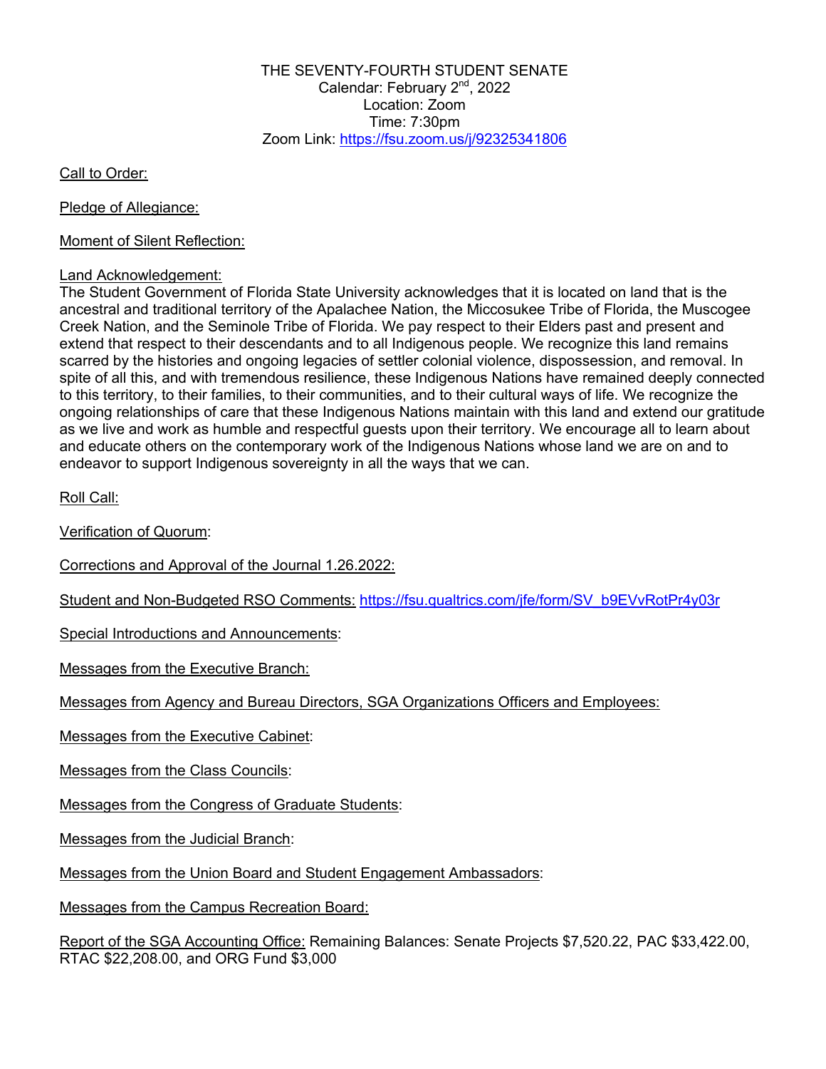THE SEVENTY-FOURTH STUDENT SENATE
Calendar: February 2nd, 2022
Location: Zoom
Time: 7:30pm
Zoom Link: https://fsu.zoom.us/j/92325341806

Call to Order:

Pledge of Allegiance:

Moment of Silent Reflection:

Land Acknowledgement:
The Student Government of Florida State University acknowledges that it is located on land that is the ancestral and traditional territory of the Apalachee Nation, the Miccosukee Tribe of Florida, the Muscogee Creek Nation, and the Seminole Tribe of Florida. We pay respect to their Elders past and present and extend that respect to their descendants and to all Indigenous people. We recognize this land remains scarred by the histories and ongoing legacies of settler colonial violence, dispossession, and removal. In spite of all this, and with tremendous resilience, these Indigenous Nations have remained deeply connected to this territory, to their families, to their communities, and to their cultural ways of life. We recognize the ongoing relationships of care that these Indigenous Nations maintain with this land and extend our gratitude as we live and work as humble and respectful guests upon their territory. We encourage all to learn about and educate others on the contemporary work of the Indigenous Nations whose land we are on and to endeavor to support Indigenous sovereignty in all the ways that we can.

Roll Call:

Verification of Quorum:

Corrections and Approval of the Journal 1.26.2022:

Student and Non-Budgeted RSO Comments: https://fsu.qualtrics.com/jfe/form/SV_b9EVvRotPr4y03r

Special Introductions and Announcements:

Messages from the Executive Branch:

Messages from Agency and Bureau Directors, SGA Organizations Officers and Employees:

Messages from the Executive Cabinet:

Messages from the Class Councils:

Messages from the Congress of Graduate Students:

Messages from the Judicial Branch:

Messages from the Union Board and Student Engagement Ambassadors:

Messages from the Campus Recreation Board:

Report of the SGA Accounting Office: Remaining Balances: Senate Projects $7,520.22, PAC $33,422.00, RTAC $22,208.00, and ORG Fund $3,000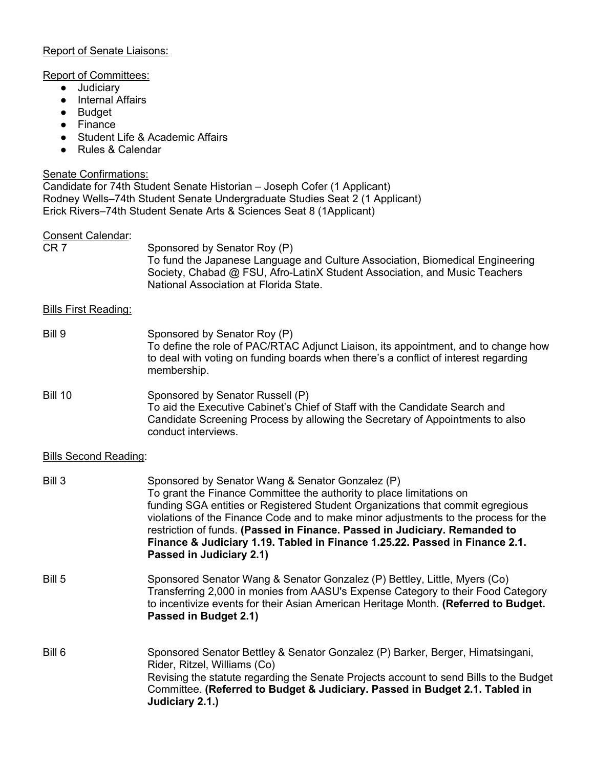Report of Senate Liaisons:

Report of Committees:

- Judiciary
- Internal Affairs
- Budget
- Finance
- Student Life & Academic Affairs
- Rules & Calendar

Senate Confirmations:

Candidate for 74th Student Senate Historian – Joseph Cofer (1 Applicant)
Rodney Wells–74th Student Senate Undergraduate Studies Seat 2 (1 Applicant)
Erick Rivers–74th Student Senate Arts & Sciences Seat 8 (1Applicant)

Consent Calendar:

CR 7 — Sponsored by Senator Roy (P)
To fund the Japanese Language and Culture Association, Biomedical Engineering Society, Chabad @ FSU, Afro-LatinX Student Association, and Music Teachers National Association at Florida State.

Bills First Reading:

Bill 9 — Sponsored by Senator Roy (P)
To define the role of PAC/RTAC Adjunct Liaison, its appointment, and to change how to deal with voting on funding boards when there's a conflict of interest regarding membership.

Bill 10 — Sponsored by Senator Russell (P)
To aid the Executive Cabinet's Chief of Staff with the Candidate Search and Candidate Screening Process by allowing the Secretary of Appointments to also conduct interviews.

Bills Second Reading:

Bill 3 — Sponsored by Senator Wang & Senator Gonzalez (P)
To grant the Finance Committee the authority to place limitations on funding SGA entities or Registered Student Organizations that commit egregious violations of the Finance Code and to make minor adjustments to the process for the restriction of funds. **(Passed in Finance. Passed in Judiciary. Remanded to Finance & Judiciary 1.19. Tabled in Finance 1.25.22. Passed in Finance 2.1. Passed in Judiciary 2.1)**

Bill 5 — Sponsored Senator Wang & Senator Gonzalez (P) Bettley, Little, Myers (Co)
Transferring 2,000 in monies from AASU's Expense Category to their Food Category to incentivize events for their Asian American Heritage Month. **(Referred to Budget. Passed in Budget 2.1)**

Bill 6 — Sponsored Senator Bettley & Senator Gonzalez (P) Barker, Berger, Himatsingani, Rider, Ritzel, Williams (Co)
Revising the statute regarding the Senate Projects account to send Bills to the Budget Committee. **(Referred to Budget & Judiciary. Passed in Budget 2.1. Tabled in Judiciary 2.1.)**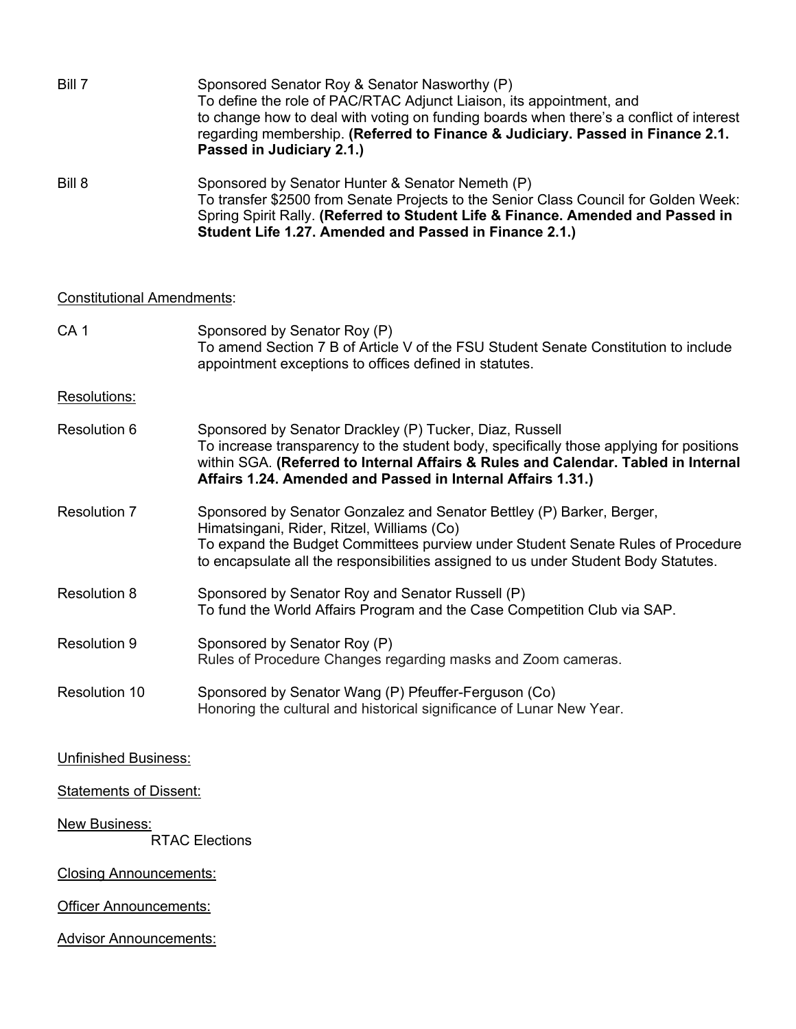Bill 7 — Sponsored Senator Roy & Senator Nasworthy (P)
To define the role of PAC/RTAC Adjunct Liaison, its appointment, and to change how to deal with voting on funding boards when there's a conflict of interest regarding membership. **(Referred to Finance & Judiciary. Passed in Finance 2.1. Passed in Judiciary 2.1.)**

Bill 8 — Sponsored by Senator Hunter & Senator Nemeth (P)
To transfer $2500 from Senate Projects to the Senior Class Council for Golden Week: Spring Spirit Rally. **(Referred to Student Life & Finance. Amended and Passed in Student Life 1.27. Amended and Passed in Finance 2.1.)**

<u>Constitutional Amendments</u>:

CA 1 — Sponsored by Senator Roy (P)
To amend Section 7 B of Article V of the FSU Student Senate Constitution to include appointment exceptions to offices defined in statutes.

<u>Resolutions:</u>

Resolution 6 — Sponsored by Senator Drackley (P) Tucker, Diaz, Russell
To increase transparency to the student body, specifically those applying for positions within SGA. **(Referred to Internal Affairs & Rules and Calendar. Tabled in Internal Affairs 1.24. Amended and Passed in Internal Affairs 1.31.)**

Resolution 7 — Sponsored by Senator Gonzalez and Senator Bettley (P) Barker, Berger, Himatsingani, Rider, Ritzel, Williams (Co)
To expand the Budget Committees purview under Student Senate Rules of Procedure to encapsulate all the responsibilities assigned to us under Student Body Statutes.

Resolution 8 — Sponsored by Senator Roy and Senator Russell (P)
To fund the World Affairs Program and the Case Competition Club via SAP.

Resolution 9 — Sponsored by Senator Roy (P)
Rules of Procedure Changes regarding masks and Zoom cameras.

Resolution 10 — Sponsored by Senator Wang (P) Pfeuffer-Ferguson (Co)
Honoring the cultural and historical significance of Lunar New Year.

<u>Unfinished Business:</u>

<u>Statements of Dissent:</u>

<u>New Business:</u>

RTAC Elections

<u>Closing Announcements:</u>

<u>Officer Announcements:</u>

<u>Advisor Announcements:</u>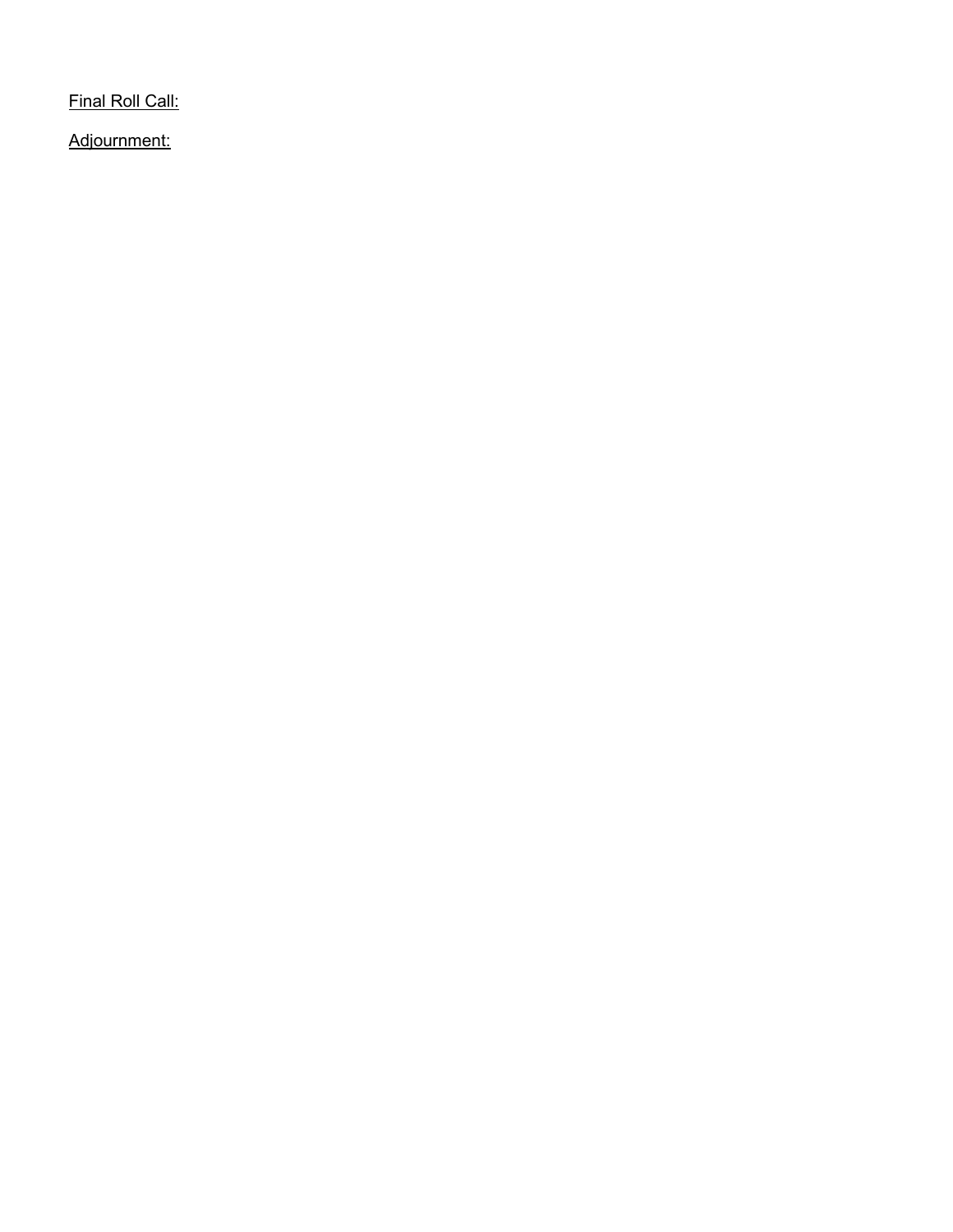<u>Final Roll Call:</u>

<u>Adjournment:</u>